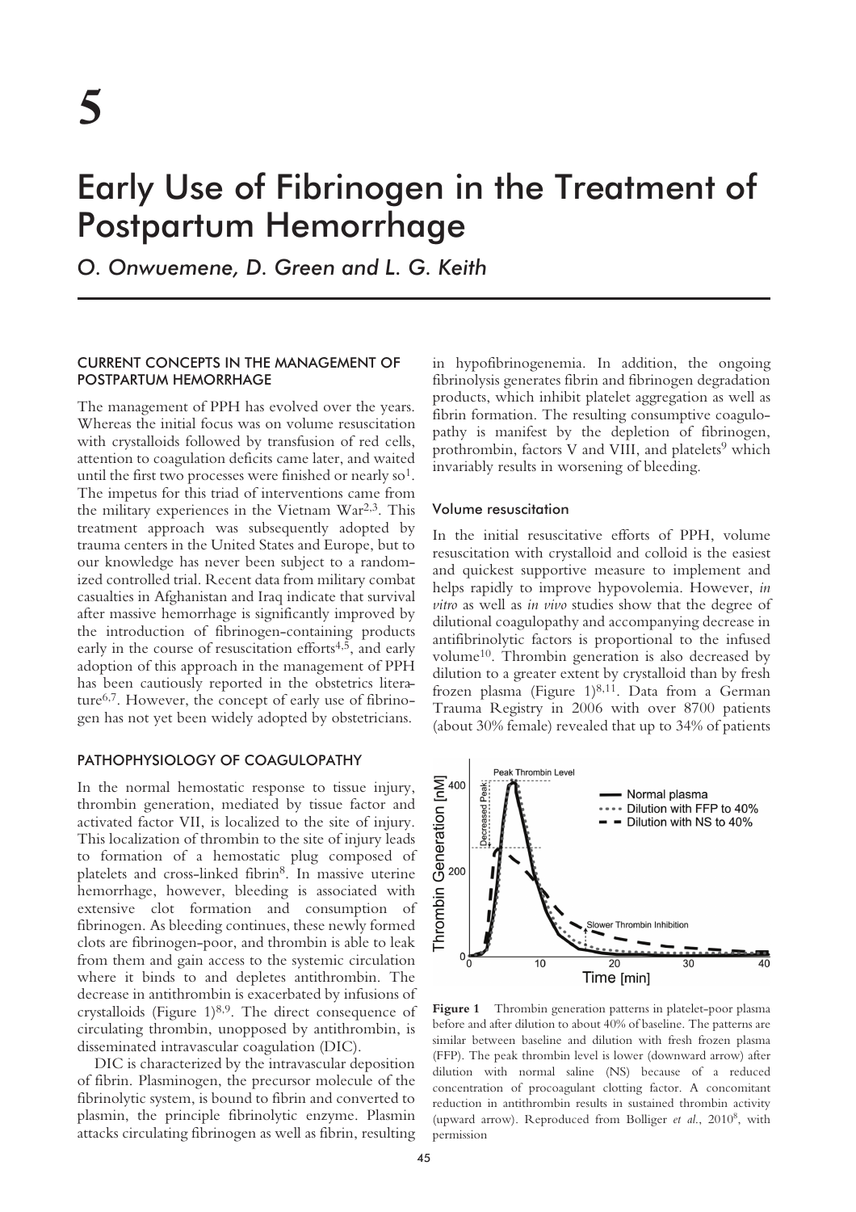# 5

# Early Use of Fibrinogen in the Treatment of Postpartum Hemorrhage

*O. Onwuemene, D. Green and L. G. Keith*

## CURRENT CONCEPTS IN THE MANAGEMENT OF POSTPARTUM HEMORRHAGE

The management of PPH has evolved over the years. Whereas the initial focus was on volume resuscitation with crystalloids followed by transfusion of red cells, attention to coagulation deficits came later, and waited until the first two processes were finished or nearly so[1]. The impetus for this triad of interventions came from the military experiences in the Vietnam War[2,3]. This treatment approach was subsequently adopted by trauma centers in the United States and Europe, but to our knowledge has never been subject to a randomized controlled trial. Recent data from military combat casualties in Afghanistan and Iraq indicate that survival after massive hemorrhage is significantly improved by the introduction of fibrinogen-containing products early in the course of resuscitation efforts[4,5], and early adoption of this approach in the management of PPH has been cautiously reported in the obstetrics literature[6,7]. However, the concept of early use of fibrinogen has not yet been widely adopted by obstetricians.

## PATHOPHYSIOLOGY OF COAGULOPATHY

In the normal hemostatic response to tissue injury, thrombin generation, mediated by tissue factor and activated factor VII, is localized to the site of injury. This localization of thrombin to the site of injury leads to formation of a hemostatic plug composed of platelets and cross-linked fibrin[8]. In massive uterine hemorrhage, however, bleeding is associated with extensive clot formation and consumption of fibrinogen. As bleeding continues, these newly formed clots are fibrinogen-poor, and thrombin is able to leak from them and gain access to the systemic circulation where it binds to and depletes antithrombin. The decrease in antithrombin is exacerbated by infusions of crystalloids (Figure 1)[8,9]. The direct consequence of circulating thrombin, unopposed by antithrombin, is disseminated intravascular coagulation (DIC).

DIC is characterized by the intravascular deposition of fibrin. Plasminogen, the precursor molecule of the fibrinolytic system, is bound to fibrin and converted to plasmin, the principle fibrinolytic enzyme. Plasmin attacks circulating fibrinogen as well as fibrin, resulting in hypofibrinogenemia. In addition, the ongoing fibrinolysis generates fibrin and fibrinogen degradation products, which inhibit platelet aggregation as well as fibrin formation. The resulting consumptive coagulopathy is manifest by the depletion of fibrinogen, prothrombin, factors V and VIII, and platelets[9] which invariably results in worsening of bleeding.

### Volume resuscitation

In the initial resuscitative efforts of PPH, volume resuscitation with crystalloid and colloid is the easiest and quickest supportive measure to implement and helps rapidly to improve hypovolemia. However, *in vitro* as well as *in vivo* studies show that the degree of dilutional coagulopathy and accompanying decrease in antifibrinolytic factors is proportional to the infused volume[10]. Thrombin generation is also decreased by dilution to a greater extent by crystalloid than by fresh frozen plasma (Figure 1)[8,11]. Data from a German Trauma Registry in 2006 with over 8700 patients (about 30% female) revealed that up to 34% of patients

**Figure 1** Thrombin generation patterns in platelet-poor plasma before and after dilution to about 40% of baseline. The patterns are similar between baseline and dilution with fresh frozen plasma (FFP). The peak thrombin level is lower (downward arrow) after dilution with normal saline (NS) because of a reduced concentration of procoagulant clotting factor. A concomitant reduction in antithrombin results in sustained thrombin activity (upward arrow). Reproduced from Bolliger *et al.*, 2010[8], with permission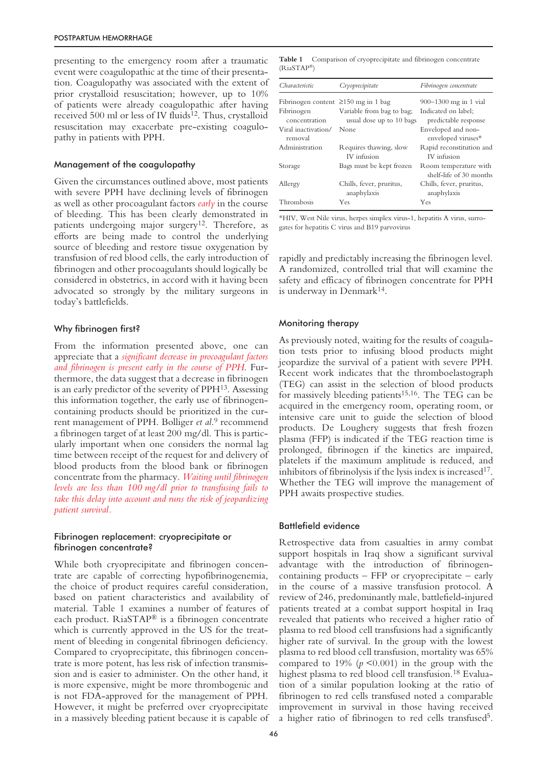presenting to the emergency room after a traumatic event were coagulopathic at the time of their presentation. Coagulopathy was associated with the extent of prior crystalloid resuscitation; however, up to 10% of patients were already coagulopathic after having received 500 ml or less of IV fluids[12]. Thus, crystalloid resuscitation may exacerbate pre-existing coagulopathy in patients with PPH.

### Management of the coagulopathy

Given the circumstances outlined above, most patients with severe PPH have declining levels of fibrinogen as well as other procoagulant factors *early* in the course of bleeding. This has been clearly demonstrated in patients undergoing major surgery[12]. Therefore, as efforts are being made to control the underlying source of bleeding and restore tissue oxygenation by transfusion of red blood cells, the early introduction of fibrinogen and other procoagulants should logically be considered in obstetrics, in accord with it having been advocated so strongly by the military surgeons in today's battlefields.

### Why fibrinogen first?

From the information presented above, one can appreciate that a *significant decrease in procoagulant factors and fibrinogen is present early in the course of PPH.* Furthermore, the data suggest that a decrease in fibrinogen is an early predictor of the severity of PPH[13]. Assessing this information together, the early use of fibrinogen-containing products should be prioritized in the current management of PPH. Bolliger *et al.*[9] recommend a fibrinogen target of at least 200 mg/dl. This is particularly important when one considers the normal lag time between receipt of the request for and delivery of blood products from the blood bank or fibrinogen concentrate from the pharmacy. *Waiting until fibrinogen levels are less than 100 mg/dl prior to transfusing fails to take this delay into account and runs the risk of jeopardizing patient survival.*

### Fibrinogen replacement: cryoprecipitate or fibrinogen concentrate?

While both cryoprecipitate and fibrinogen concentrate are capable of correcting hypofibrinogenemia, the choice of product requires careful consideration, based on patient characteristics and availability of material. Table 1 examines a number of features of each product. RiaSTAP® is a fibrinogen concentrate which is currently approved in the US for the treatment of bleeding in congenital fibrinogen deficiency. Compared to cryoprecipitate, this fibrinogen concentrate is more potent, has less risk of infection transmission and is easier to administer. On the other hand, it is more expensive, might be more thrombogenic and is not FDA-approved for the management of PPH. However, it might be preferred over cryoprecipitate in a massively bleeding patient because it is capable of rapidly and predictably increasing the fibrinogen level. A randomized, controlled trial that will examine the safety and efficacy of fibrinogen concentrate for PPH is underway in Denmark[14].

**Table 1** Comparison of cryoprecipitate and fibrinogen concentrate (RiaSTAP®)

| *Characteristic* | *Cryoprecipitate* | *Fibrinogen concentrate* |
|---|---|---|
| Fibrinogen content | ≥150 mg in 1 bag | 900–1300 mg in 1 vial |
| Fibrinogen concentration | Variable from bag to bag; usual dose up to 10 bags | Indicated on label; predictable response |
| Viral inactivation/ removal | None | Enveloped and non-enveloped viruses* |
| Administration | Requires thawing, slow IV infusion | Rapid reconstitution and IV infusion |
| Storage | Bags must be kept frozen | Room temperature with shelf-life of 30 months |
| Allergy | Chills, fever, pruritus, anaphylaxis | Chills, fever, pruritus, anaphylaxis |
| Thrombosis | Yes | Yes |

*HIV, West Nile virus, herpes simplex virus-1, hepatitis A virus, surrogates for hepatitis C virus and B19 parvovirus

### Monitoring therapy

As previously noted, waiting for the results of coagulation tests prior to infusing blood products might jeopardize the survival of a patient with severe PPH. Recent work indicates that the thromboelastograph (TEG) can assist in the selection of blood products for massively bleeding patients[15,16]. The TEG can be acquired in the emergency room, operating room, or intensive care unit to guide the selection of blood products. De Loughery suggests that fresh frozen plasma (FFP) is indicated if the TEG reaction time is prolonged, fibrinogen if the kinetics are impaired, platelets if the maximum amplitude is reduced, and inhibitors of fibrinolysis if the lysis index is increased[17]. Whether the TEG will improve the management of PPH awaits prospective studies.

### Battlefield evidence

Retrospective data from casualties in army combat support hospitals in Iraq show a significant survival advantage with the introduction of fibrinogen-containing products – FFP or cryoprecipitate – early in the course of a massive transfusion protocol. A review of 246, predominantly male, battlefield-injured patients treated at a combat support hospital in Iraq revealed that patients who received a higher ratio of plasma to red blood cell transfusions had a significantly higher rate of survival. In the group with the lowest plasma to red blood cell transfusion, mortality was 65% compared to 19% ($p$ <0.001) in the group with the highest plasma to red blood cell transfusion.[18] Evaluation of a similar population looking at the ratio of fibrinogen to red cells transfused noted a comparable improvement in survival in those having received a higher ratio of fibrinogen to red cells transfused[5].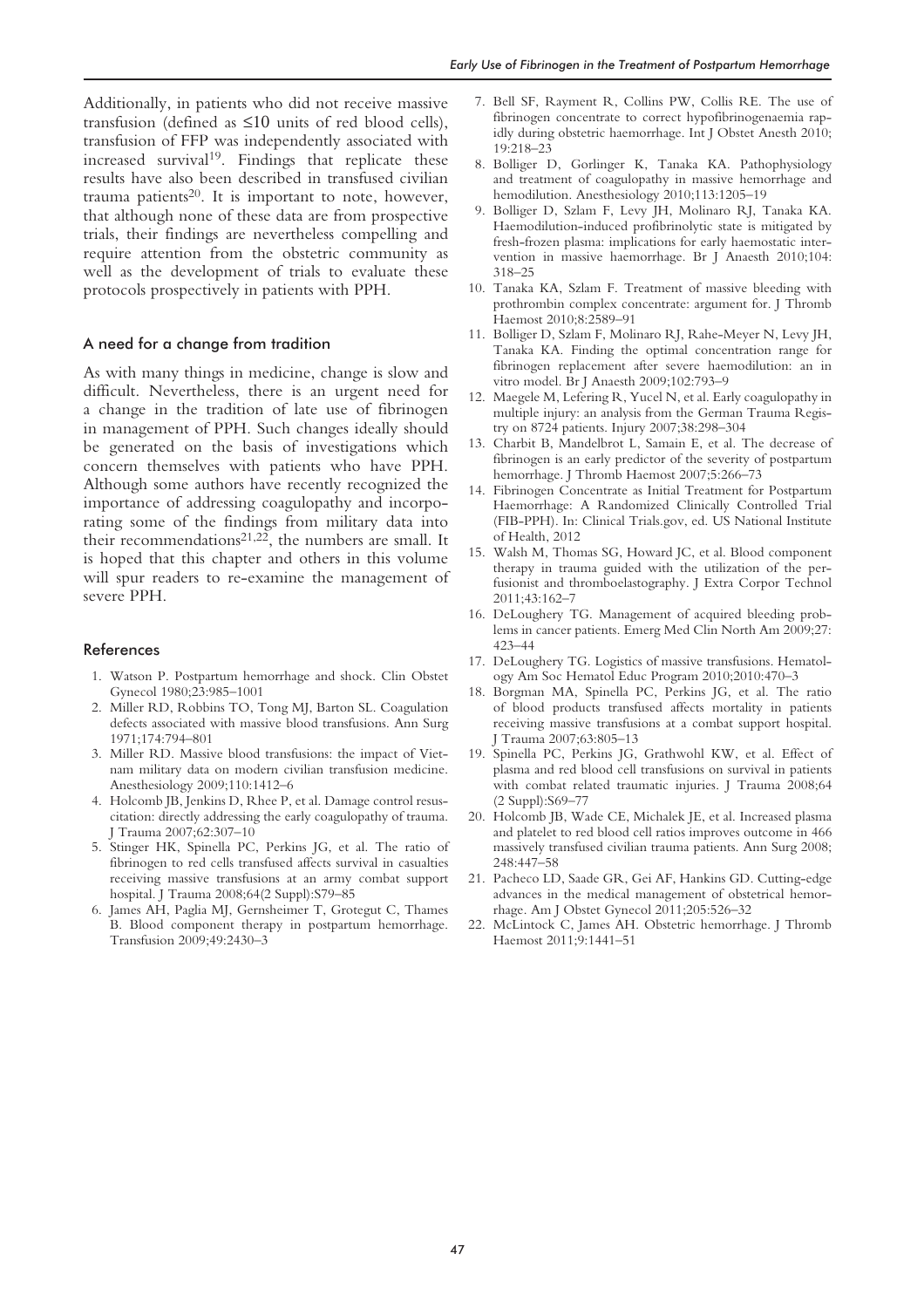Additionally, in patients who did not receive massive transfusion (defined as ≤10 units of red blood cells), transfusion of FFP was independently associated with increased survival[19]. Findings that replicate these results have also been described in transfused civilian trauma patients[20]. It is important to note, however, that although none of these data are from prospective trials, their findings are nevertheless compelling and require attention from the obstetric community as well as the development of trials to evaluate these protocols prospectively in patients with PPH.

## A need for a change from tradition

As with many things in medicine, change is slow and difficult. Nevertheless, there is an urgent need for a change in the tradition of late use of fibrinogen in management of PPH. Such changes ideally should be generated on the basis of investigations which concern themselves with patients who have PPH. Although some authors have recently recognized the importance of addressing coagulopathy and incorporating some of the findings from military data into their recommendations[21,22], the numbers are small. It is hoped that this chapter and others in this volume will spur readers to re-examine the management of severe PPH.

## References

1. Watson P. Postpartum hemorrhage and shock. Clin Obstet Gynecol 1980;23:985–1001
2. Miller RD, Robbins TO, Tong MJ, Barton SL. Coagulation defects associated with massive blood transfusions. Ann Surg 1971;174:794–801
3. Miller RD. Massive blood transfusions: the impact of Vietnam military data on modern civilian transfusion medicine. Anesthesiology 2009;110:1412–6
4. Holcomb JB, Jenkins D, Rhee P, et al. Damage control resuscitation: directly addressing the early coagulopathy of trauma. J Trauma 2007;62:307–10
5. Stinger HK, Spinella PC, Perkins JG, et al. The ratio of fibrinogen to red cells transfused affects survival in casualties receiving massive transfusions at an army combat support hospital. J Trauma 2008;64(2 Suppl):S79–85
6. James AH, Paglia MJ, Gernsheimer T, Grotegut C, Thames B. Blood component therapy in postpartum hemorrhage. Transfusion 2009;49:2430–3
7. Bell SF, Rayment R, Collins PW, Collis RE. The use of fibrinogen concentrate to correct hypofibrinogenaemia rapidly during obstetric haemorrhage. Int J Obstet Anesth 2010; 19:218–23
8. Bolliger D, Gorlinger K, Tanaka KA. Pathophysiology and treatment of coagulopathy in massive hemorrhage and hemodilution. Anesthesiology 2010;113:1205–19
9. Bolliger D, Szlam F, Levy JH, Molinaro RJ, Tanaka KA. Haemodilution-induced profibrinolytic state is mitigated by fresh-frozen plasma: implications for early haemostatic intervention in massive haemorrhage. Br J Anaesth 2010;104: 318–25
10. Tanaka KA, Szlam F. Treatment of massive bleeding with prothrombin complex concentrate: argument for. J Thromb Haemost 2010;8:2589–91
11. Bolliger D, Szlam F, Molinaro RJ, Rahe-Meyer N, Levy JH, Tanaka KA. Finding the optimal concentration range for fibrinogen replacement after severe haemodilution: an in vitro model. Br J Anaesth 2009;102:793–9
12. Maegele M, Lefering R, Yucel N, et al. Early coagulopathy in multiple injury: an analysis from the German Trauma Registry on 8724 patients. Injury 2007;38:298–304
13. Charbit B, Mandelbrot L, Samain E, et al. The decrease of fibrinogen is an early predictor of the severity of postpartum hemorrhage. J Thromb Haemost 2007;5:266–73
14. Fibrinogen Concentrate as Initial Treatment for Postpartum Haemorrhage: A Randomized Clinically Controlled Trial (FIB-PPH). In: Clinical Trials.gov, ed. US National Institute of Health, 2012
15. Walsh M, Thomas SG, Howard JC, et al. Blood component therapy in trauma guided with the utilization of the perfusionist and thromboelastography. J Extra Corpor Technol 2011;43:162–7
16. DeLoughery TG. Management of acquired bleeding problems in cancer patients. Emerg Med Clin North Am 2009;27: 423–44
17. DeLoughery TG. Logistics of massive transfusions. Hematology Am Soc Hematol Educ Program 2010;2010:470–3
18. Borgman MA, Spinella PC, Perkins JG, et al. The ratio of blood products transfused affects mortality in patients receiving massive transfusions at a combat support hospital. J Trauma 2007;63:805–13
19. Spinella PC, Perkins JG, Grathwohl KW, et al. Effect of plasma and red blood cell transfusions on survival in patients with combat related traumatic injuries. J Trauma 2008;64 (2 Suppl):S69–77
20. Holcomb JB, Wade CE, Michalek JE, et al. Increased plasma and platelet to red blood cell ratios improves outcome in 466 massively transfused civilian trauma patients. Ann Surg 2008; 248:447–58
21. Pacheco LD, Saade GR, Gei AF, Hankins GD. Cutting-edge advances in the medical management of obstetrical hemorrhage. Am J Obstet Gynecol 2011;205:526–32
22. McLintock C, James AH. Obstetric hemorrhage. J Thromb Haemost 2011;9:1441–51